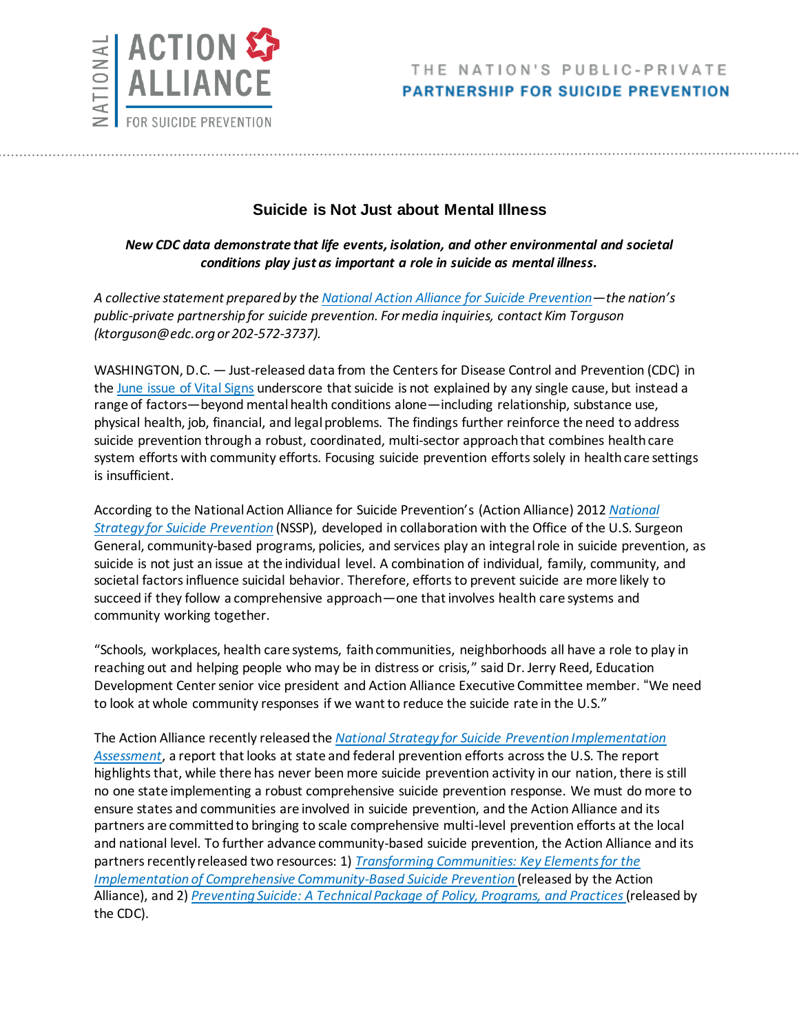NATIONAL ACTION ALLIANCE FOR SUICIDE PREVENTION

THE NATION'S PUBLIC-PRIVATE PARTNERSHIP FOR SUICIDE PREVENTION

# Suicide is Not Just about Mental Illness

***New CDC data demonstrate that life events, isolation, and other environmental and societal conditions play just as important a role in suicide as mental illness.***

*A collective statement prepared by the National Action Alliance for Suicide Prevention—the nation's public-private partnership for suicide prevention. For media inquiries, contact Kim Torguson (ktorguson@edc.org or 202-572-3737).*

WASHINGTON, D.C. — Just-released data from the Centers for Disease Control and Prevention (CDC) in the June issue of Vital Signs underscore that suicide is not explained by any single cause, but instead a range of factors—beyond mental health conditions alone—including relationship, substance use, physical health, job, financial, and legal problems. The findings further reinforce the need to address suicide prevention through a robust, coordinated, multi-sector approach that combines health care system efforts with community efforts. Focusing suicide prevention efforts solely in health care settings is insufficient.

According to the National Action Alliance for Suicide Prevention's (Action Alliance) 2012 *National Strategy for Suicide Prevention* (NSSP), developed in collaboration with the Office of the U.S. Surgeon General, community-based programs, policies, and services play an integral role in suicide prevention, as suicide is not just an issue at the individual level. A combination of individual, family, community, and societal factors influence suicidal behavior. Therefore, efforts to prevent suicide are more likely to succeed if they follow a comprehensive approach—one that involves health care systems and community working together.

"Schools, workplaces, health care systems, faith communities, neighborhoods all have a role to play in reaching out and helping people who may be in distress or crisis," said Dr. Jerry Reed, Education Development Center senior vice president and Action Alliance Executive Committee member. "We need to look at whole community responses if we want to reduce the suicide rate in the U.S."

The Action Alliance recently released the *National Strategy for Suicide Prevention Implementation Assessment*, a report that looks at state and federal prevention efforts across the U.S. The report highlights that, while there has never been more suicide prevention activity in our nation, there is still no one state implementing a robust comprehensive suicide prevention response. We must do more to ensure states and communities are involved in suicide prevention, and the Action Alliance and its partners are committed to bringing to scale comprehensive multi-level prevention efforts at the local and national level. To further advance community-based suicide prevention, the Action Alliance and its partners recently released two resources: 1) *Transforming Communities: Key Elements for the Implementation of Comprehensive Community-Based Suicide Prevention* (released by the Action Alliance), and 2) *Preventing Suicide: A Technical Package of Policy, Programs, and Practices* (released by the CDC).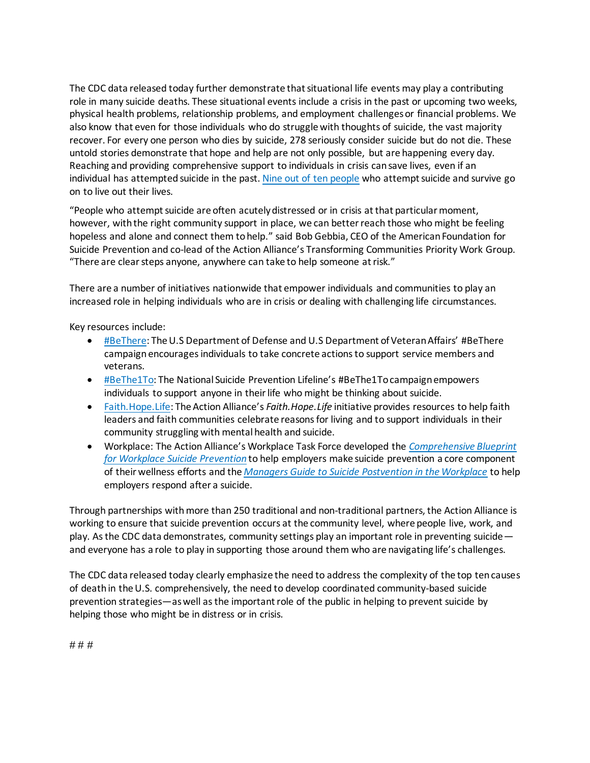The CDC data released today further demonstrate that situational life events may play a contributing role in many suicide deaths. These situational events include a crisis in the past or upcoming two weeks, physical health problems, relationship problems, and employment challenges or financial problems. We also know that even for those individuals who do struggle with thoughts of suicide, the vast majority recover. For every one person who dies by suicide, 278 seriously consider suicide but do not die. These untold stories demonstrate that hope and help are not only possible, but are happening every day. Reaching and providing comprehensive support to individuals in crisis can save lives, even if an individual has attempted suicide in the past. Nine out of ten people who attempt suicide and survive go on to live out their lives.

"People who attempt suicide are often acutely distressed or in crisis at that particular moment, however, with the right community support in place, we can better reach those who might be feeling hopeless and alone and connect them to help." said Bob Gebbia, CEO of the American Foundation for Suicide Prevention and co-lead of the Action Alliance's Transforming Communities Priority Work Group. "There are clear steps anyone, anywhere can take to help someone at risk."

There are a number of initiatives nationwide that empower individuals and communities to play an increased role in helping individuals who are in crisis or dealing with challenging life circumstances.

Key resources include:

- #BeThere: The U.S Department of Defense and U.S Department of Veteran Affairs' #BeThere campaign encourages individuals to take concrete actions to support service members and veterans.
- #BeThe1To: The National Suicide Prevention Lifeline's #BeThe1To campaign empowers individuals to support anyone in their life who might be thinking about suicide.
- Faith.Hope.Life: The Action Alliance's *Faith.Hope.Life* initiative provides resources to help faith leaders and faith communities celebrate reasons for living and to support individuals in their community struggling with mental health and suicide.
- Workplace: The Action Alliance's Workplace Task Force developed the *Comprehensive Blueprint for Workplace Suicide Prevention* to help employers make suicide prevention a core component of their wellness efforts and the *Managers Guide to Suicide Postvention in the Workplace* to help employers respond after a suicide.

Through partnerships with more than 250 traditional and non-traditional partners, the Action Alliance is working to ensure that suicide prevention occurs at the community level, where people live, work, and play. As the CDC data demonstrates, community settings play an important role in preventing suicide—and everyone has a role to play in supporting those around them who are navigating life's challenges.

The CDC data released today clearly emphasize the need to address the complexity of the top ten causes of death in the U.S. comprehensively, the need to develop coordinated community-based suicide prevention strategies—as well as the important role of the public in helping to prevent suicide by helping those who might be in distress or in crisis.

# # #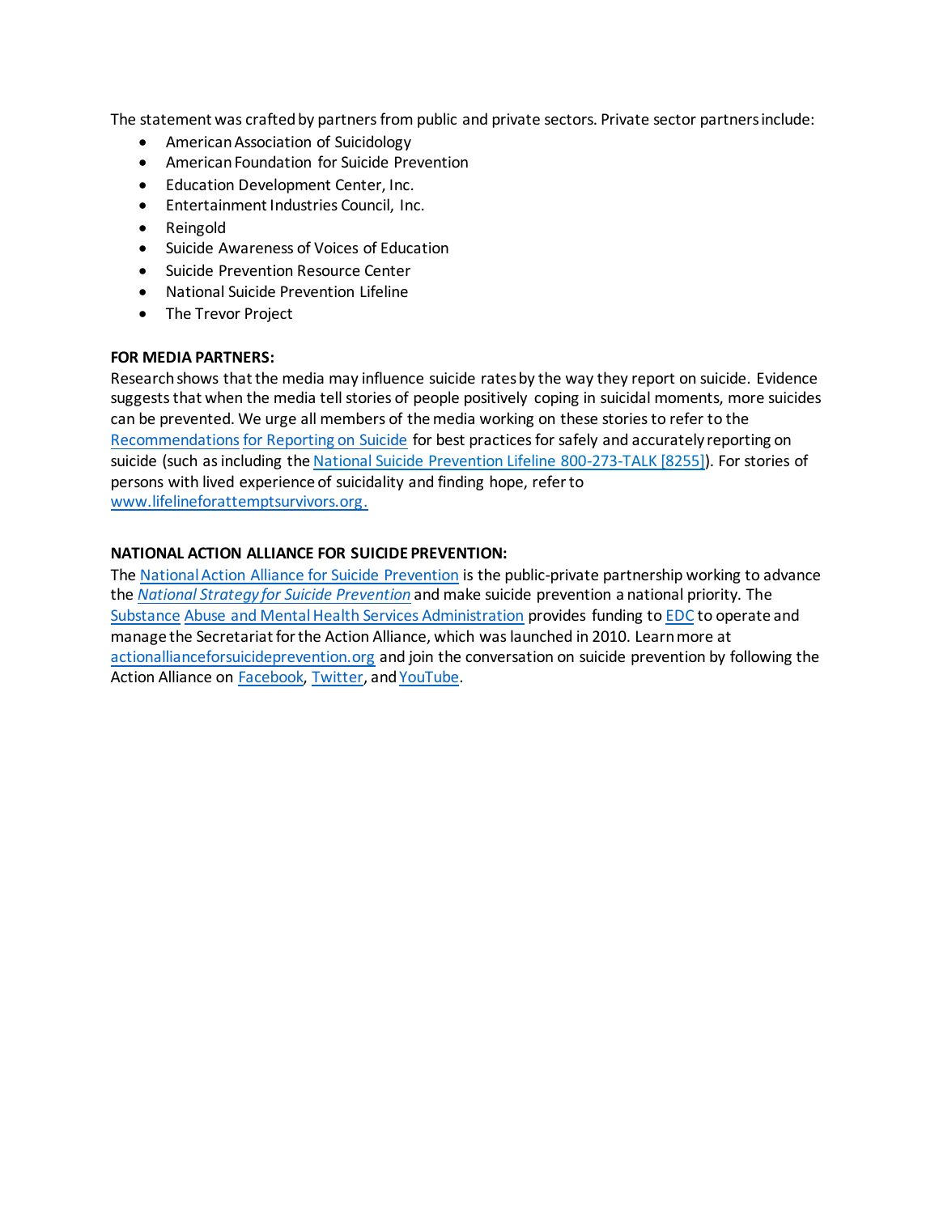The statement was crafted by partners from public and private sectors. Private sector partners include:

- American Association of Suicidology
- American Foundation for Suicide Prevention
- Education Development Center, Inc.
- Entertainment Industries Council, Inc.
- Reingold
- Suicide Awareness of Voices of Education
- Suicide Prevention Resource Center
- National Suicide Prevention Lifeline
- The Trevor Project

**FOR MEDIA PARTNERS:**

Research shows that the media may influence suicide rates by the way they report on suicide. Evidence suggests that when the media tell stories of people positively coping in suicidal moments, more suicides can be prevented. We urge all members of the media working on these stories to refer to the Recommendations for Reporting on Suicide for best practices for safely and accurately reporting on suicide (such as including the National Suicide Prevention Lifeline 800-273-TALK [8255]). For stories of persons with lived experience of suicidality and finding hope, refer to www.lifelineforattemptsurvivors.org.

**NATIONAL ACTION ALLIANCE FOR SUICIDE PREVENTION:**

The National Action Alliance for Suicide Prevention is the public-private partnership working to advance the *National Strategy for Suicide Prevention* and make suicide prevention a national priority. The Substance Abuse and Mental Health Services Administration provides funding to EDC to operate and manage the Secretariat for the Action Alliance, which was launched in 2010. Learn more at actionallianceforsuicideprevention.org and join the conversation on suicide prevention by following the Action Alliance on Facebook, Twitter, and YouTube.